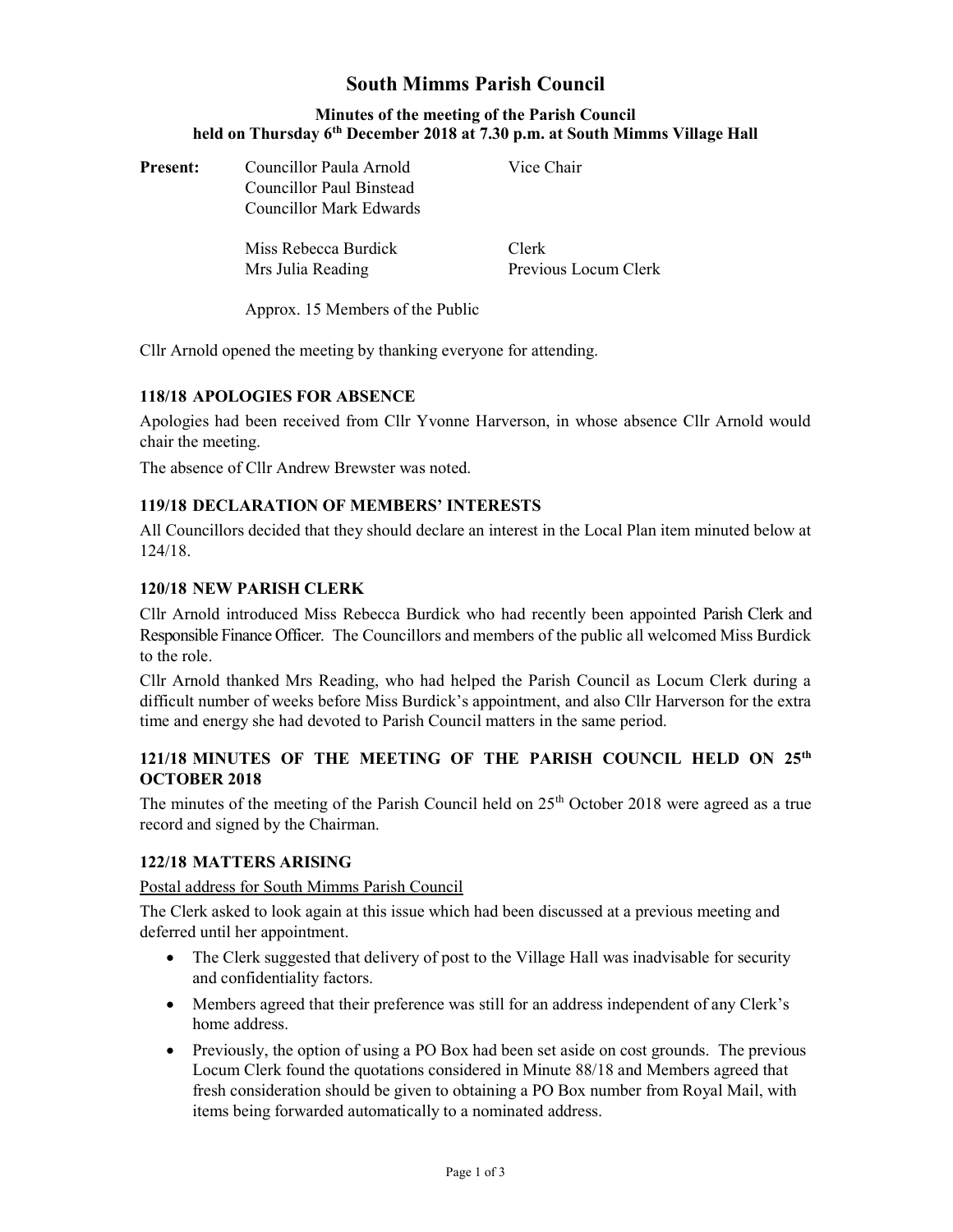# South Mimms Parish Council

## Minutes of the meeting of the Parish Council held on Thursday 6th December 2018 at 7.30 p.m. at South Mimms Village Hall

| **Present:** | Councillor Paula Arnold | Vice Chair |
|---|---|---|
| | Councillor Paul Binstead | |
| | Councillor Mark Edwards | |
| | Miss Rebecca Burdick | Clerk |
| | Mrs Julia Reading | Previous Locum Clerk |
| | Approx. 15 Members of the Public | |

Cllr Arnold opened the meeting by thanking everyone for attending.

### 118/18 APOLOGIES FOR ABSENCE

Apologies had been received from Cllr Yvonne Harverson, in whose absence Cllr Arnold would chair the meeting.

The absence of Cllr Andrew Brewster was noted.

### 119/18 DECLARATION OF MEMBERS' INTERESTS

All Councillors decided that they should declare an interest in the Local Plan item minuted below at 124/18.

### 120/18 NEW PARISH CLERK

Cllr Arnold introduced Miss Rebecca Burdick who had recently been appointed Parish Clerk and Responsible Finance Officer. The Councillors and members of the public all welcomed Miss Burdick to the role.

Cllr Arnold thanked Mrs Reading, who had helped the Parish Council as Locum Clerk during a difficult number of weeks before Miss Burdick's appointment, and also Cllr Harverson for the extra time and energy she had devoted to Parish Council matters in the same period.

### 121/18 MINUTES OF THE MEETING OF THE PARISH COUNCIL HELD ON 25th OCTOBER 2018

The minutes of the meeting of the Parish Council held on 25th October 2018 were agreed as a true record and signed by the Chairman.

### 122/18 MATTERS ARISING

Postal address for South Mimms Parish Council

The Clerk asked to look again at this issue which had been discussed at a previous meeting and deferred until her appointment.

- The Clerk suggested that delivery of post to the Village Hall was inadvisable for security and confidentiality factors.
- Members agreed that their preference was still for an address independent of any Clerk's home address.
- Previously, the option of using a PO Box had been set aside on cost grounds. The previous Locum Clerk found the quotations considered in Minute 88/18 and Members agreed that fresh consideration should be given to obtaining a PO Box number from Royal Mail, with items being forwarded automatically to a nominated address.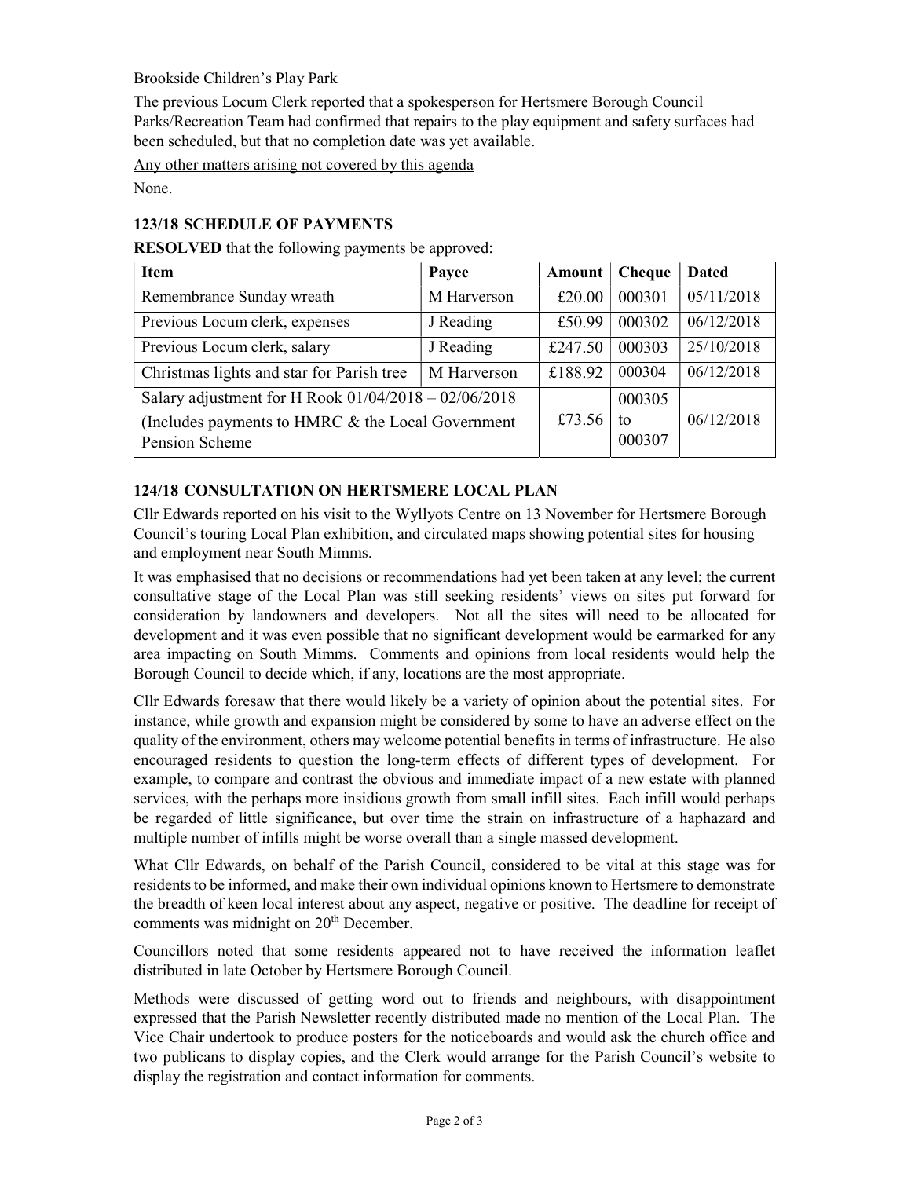Brookside Children's Play Park

The previous Locum Clerk reported that a spokesperson for Hertsmere Borough Council Parks/Recreation Team had confirmed that repairs to the play equipment and safety surfaces had been scheduled, but that no completion date was yet available.

Any other matters arising not covered by this agenda

None.

### 123/18 SCHEDULE OF PAYMENTS

**RESOLVED** that the following payments be approved:

| Item | Payee | Amount | Cheque | Dated |
|---|---|---|---|---|
| Remembrance Sunday wreath | M Harverson | £20.00 | 000301 | 05/11/2018 |
| Previous Locum clerk, expenses | J Reading | £50.99 | 000302 | 06/12/2018 |
| Previous Locum clerk, salary | J Reading | £247.50 | 000303 | 25/10/2018 |
| Christmas lights and star for Parish tree | M Harverson | £188.92 | 000304 | 06/12/2018 |
| Salary adjustment for H Rook 01/04/2018 – 02/06/2018 (Includes payments to HMRC & the Local Government Pension Scheme | | £73.56 | 000305 to 000307 | 06/12/2018 |

### 124/18 CONSULTATION ON HERTSMERE LOCAL PLAN

Cllr Edwards reported on his visit to the Wyllyots Centre on 13 November for Hertsmere Borough Council's touring Local Plan exhibition, and circulated maps showing potential sites for housing and employment near South Mimms.

It was emphasised that no decisions or recommendations had yet been taken at any level; the current consultative stage of the Local Plan was still seeking residents' views on sites put forward for consideration by landowners and developers. Not all the sites will need to be allocated for development and it was even possible that no significant development would be earmarked for any area impacting on South Mimms. Comments and opinions from local residents would help the Borough Council to decide which, if any, locations are the most appropriate.

Cllr Edwards foresaw that there would likely be a variety of opinion about the potential sites. For instance, while growth and expansion might be considered by some to have an adverse effect on the quality of the environment, others may welcome potential benefits in terms of infrastructure. He also encouraged residents to question the long-term effects of different types of development. For example, to compare and contrast the obvious and immediate impact of a new estate with planned services, with the perhaps more insidious growth from small infill sites. Each infill would perhaps be regarded of little significance, but over time the strain on infrastructure of a haphazard and multiple number of infills might be worse overall than a single massed development.

What Cllr Edwards, on behalf of the Parish Council, considered to be vital at this stage was for residents to be informed, and make their own individual opinions known to Hertsmere to demonstrate the breadth of keen local interest about any aspect, negative or positive. The deadline for receipt of comments was midnight on 20th December.

Councillors noted that some residents appeared not to have received the information leaflet distributed in late October by Hertsmere Borough Council.

Methods were discussed of getting word out to friends and neighbours, with disappointment expressed that the Parish Newsletter recently distributed made no mention of the Local Plan. The Vice Chair undertook to produce posters for the noticeboards and would ask the church office and two publicans to display copies, and the Clerk would arrange for the Parish Council's website to display the registration and contact information for comments.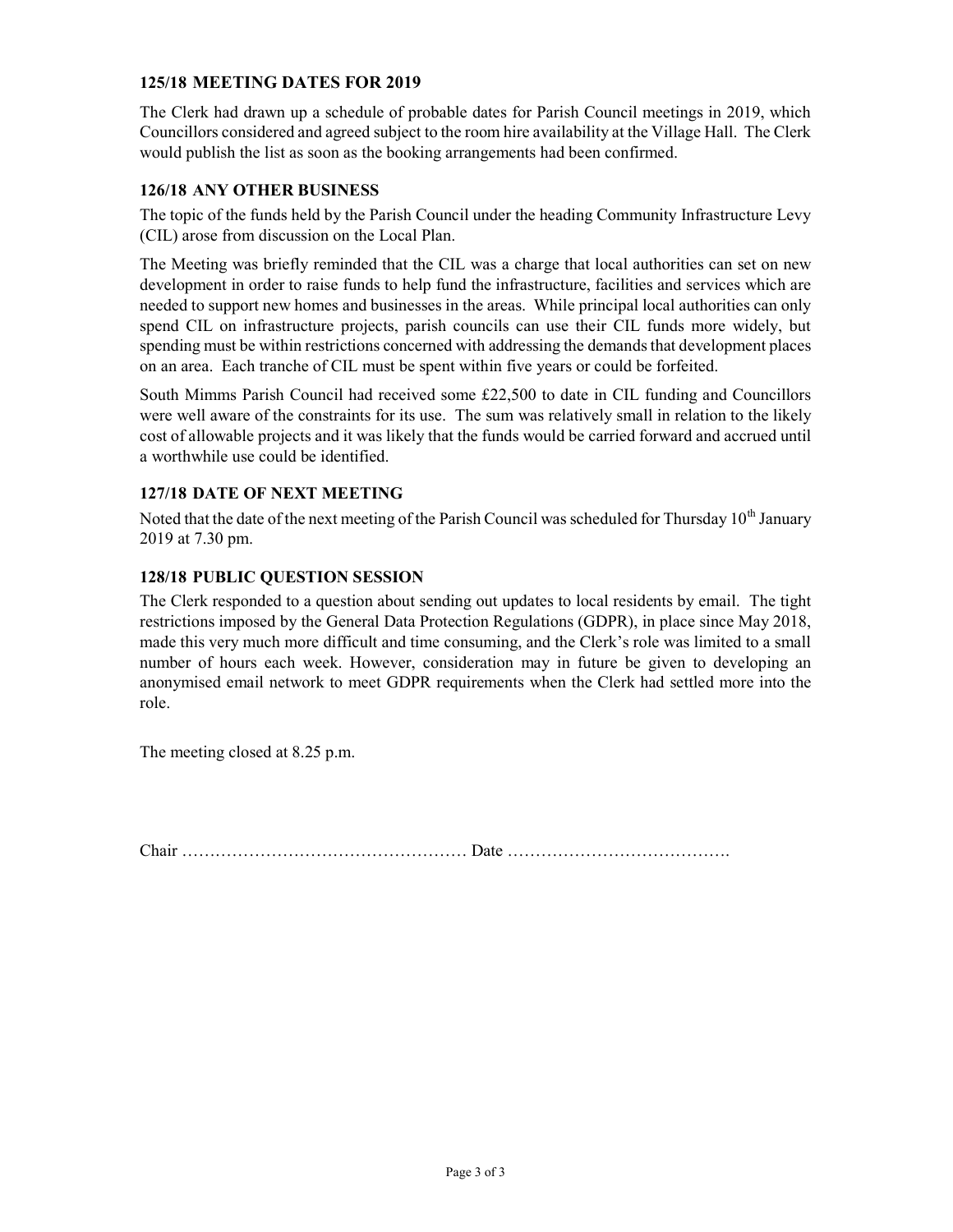### 125/18 MEETING DATES FOR 2019

The Clerk had drawn up a schedule of probable dates for Parish Council meetings in 2019, which Councillors considered and agreed subject to the room hire availability at the Village Hall. The Clerk would publish the list as soon as the booking arrangements had been confirmed.

### 126/18 ANY OTHER BUSINESS

The topic of the funds held by the Parish Council under the heading Community Infrastructure Levy (CIL) arose from discussion on the Local Plan.

The Meeting was briefly reminded that the CIL was a charge that local authorities can set on new development in order to raise funds to help fund the infrastructure, facilities and services which are needed to support new homes and businesses in the areas. While principal local authorities can only spend CIL on infrastructure projects, parish councils can use their CIL funds more widely, but spending must be within restrictions concerned with addressing the demands that development places on an area. Each tranche of CIL must be spent within five years or could be forfeited.

South Mimms Parish Council had received some £22,500 to date in CIL funding and Councillors were well aware of the constraints for its use. The sum was relatively small in relation to the likely cost of allowable projects and it was likely that the funds would be carried forward and accrued until a worthwhile use could be identified.

### 127/18 DATE OF NEXT MEETING

Noted that the date of the next meeting of the Parish Council was scheduled for Thursday 10th January 2019 at 7.30 pm.

### 128/18 PUBLIC QUESTION SESSION

The Clerk responded to a question about sending out updates to local residents by email. The tight restrictions imposed by the General Data Protection Regulations (GDPR), in place since May 2018, made this very much more difficult and time consuming, and the Clerk's role was limited to a small number of hours each week. However, consideration may in future be given to developing an anonymised email network to meet GDPR requirements when the Clerk had settled more into the role.

The meeting closed at 8.25 p.m.

Chair …………………………………………… Date ………………………………….